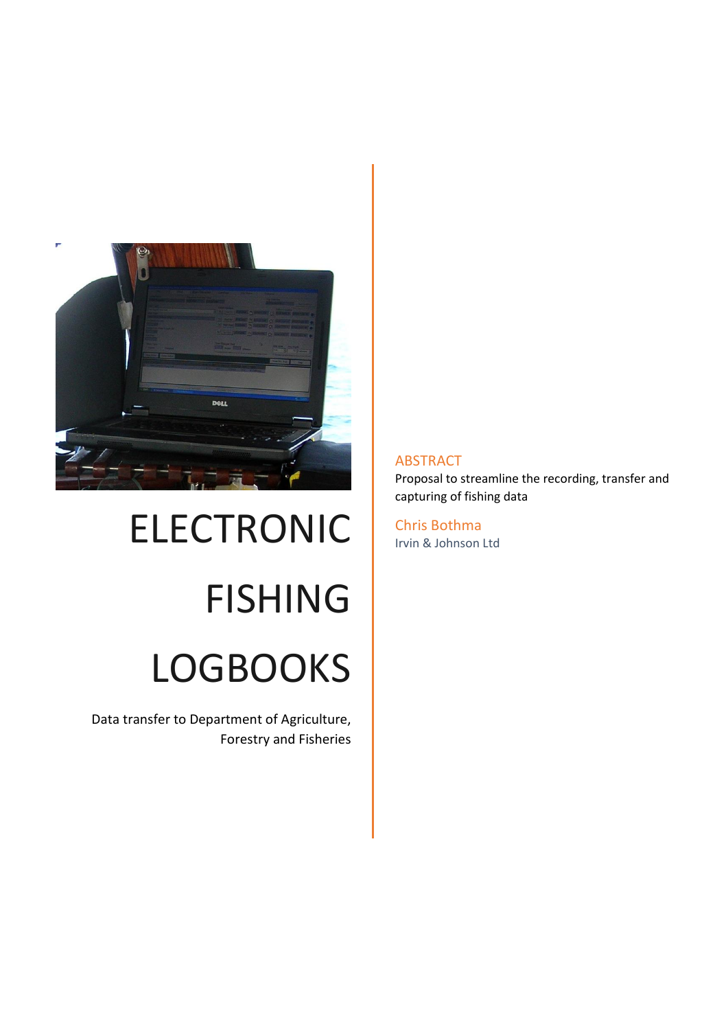# ELECTRONIC FISHING LOGBOOKS

Data transfer to Department of Agriculture, Forestry and Fisheries

## ABSTRACT

Proposal to streamline the recording, transfer and capturing of fishing data

Chris Bothma

Irvin & Johnson Ltd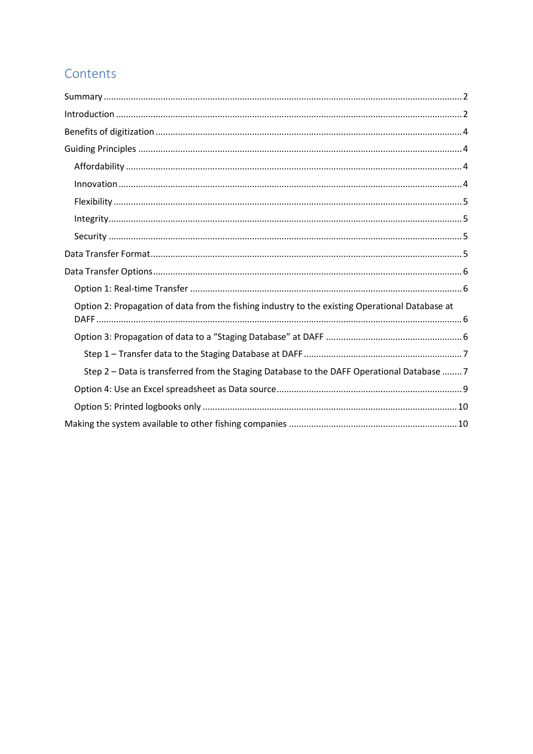# Contents

- Summary ........ 2
- Introduction ........ 2
- Benefits of digitization ........ 4
- Guiding Principles ........ 4
  - Affordability ........ 4
  - Innovation ........ 4
  - Flexibility ........ 5
  - Integrity ........ 5
  - Security ........ 5
- Data Transfer Format ........ 5
- Data Transfer Options ........ 6
  - Option 1: Real-time Transfer ........ 6
  - Option 2: Propagation of data from the fishing industry to the existing Operational Database at DAFF ........ 6
  - Option 3: Propagation of data to a "Staging Database" at DAFF ........ 6
    - Step 1 – Transfer data to the Staging Database at DAFF ........ 7
    - Step 2 – Data is transferred from the Staging Database to the DAFF Operational Database ........ 7
  - Option 4: Use an Excel spreadsheet as Data source ........ 9
  - Option 5: Printed logbooks only ........ 10
- Making the system available to other fishing companies ........ 10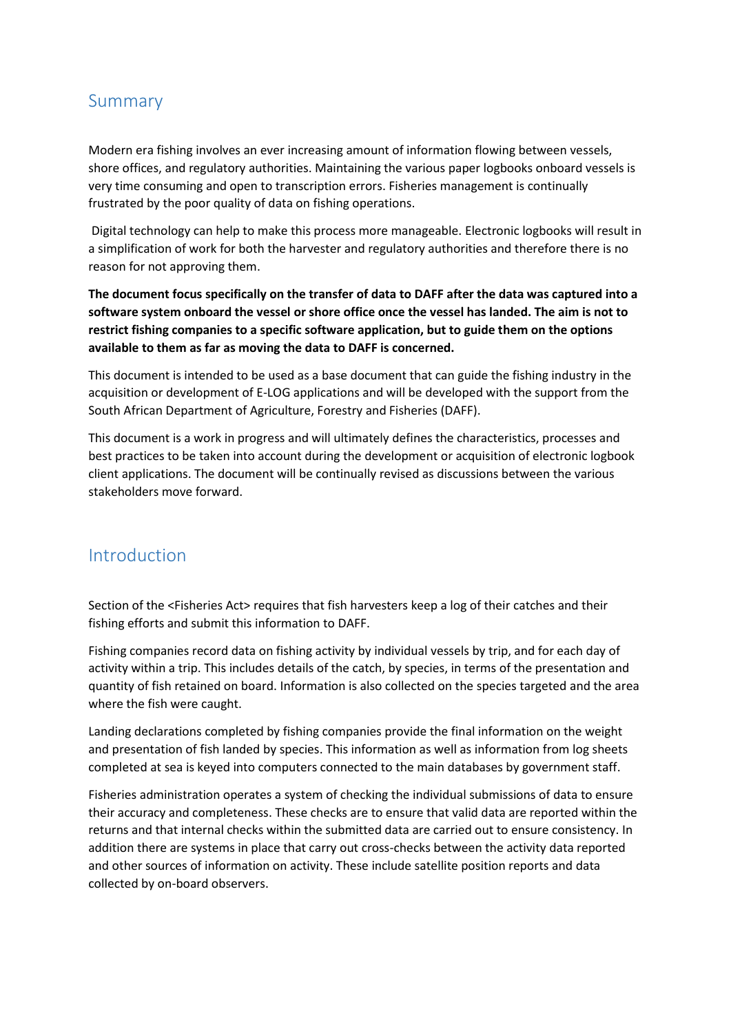## Summary

Modern era fishing involves an ever increasing amount of information flowing between vessels, shore offices, and regulatory authorities. Maintaining the various paper logbooks onboard vessels is very time consuming and open to transcription errors. Fisheries management is continually frustrated by the poor quality of data on fishing operations.

Digital technology can help to make this process more manageable. Electronic logbooks will result in a simplification of work for both the harvester and regulatory authorities and therefore there is no reason for not approving them.

**The document focus specifically on the transfer of data to DAFF after the data was captured into a software system onboard the vessel or shore office once the vessel has landed. The aim is not to restrict fishing companies to a specific software application, but to guide them on the options available to them as far as moving the data to DAFF is concerned.**

This document is intended to be used as a base document that can guide the fishing industry in the acquisition or development of E-LOG applications and will be developed with the support from the South African Department of Agriculture, Forestry and Fisheries (DAFF).

This document is a work in progress and will ultimately defines the characteristics, processes and best practices to be taken into account during the development or acquisition of electronic logbook client applications. The document will be continually revised as discussions between the various stakeholders move forward.

## Introduction

Section of the <Fisheries Act> requires that fish harvesters keep a log of their catches and their fishing efforts and submit this information to DAFF.

Fishing companies record data on fishing activity by individual vessels by trip, and for each day of activity within a trip. This includes details of the catch, by species, in terms of the presentation and quantity of fish retained on board. Information is also collected on the species targeted and the area where the fish were caught.

Landing declarations completed by fishing companies provide the final information on the weight and presentation of fish landed by species. This information as well as information from log sheets completed at sea is keyed into computers connected to the main databases by government staff.

Fisheries administration operates a system of checking the individual submissions of data to ensure their accuracy and completeness. These checks are to ensure that valid data are reported within the returns and that internal checks within the submitted data are carried out to ensure consistency. In addition there are systems in place that carry out cross-checks between the activity data reported and other sources of information on activity. These include satellite position reports and data collected by on-board observers.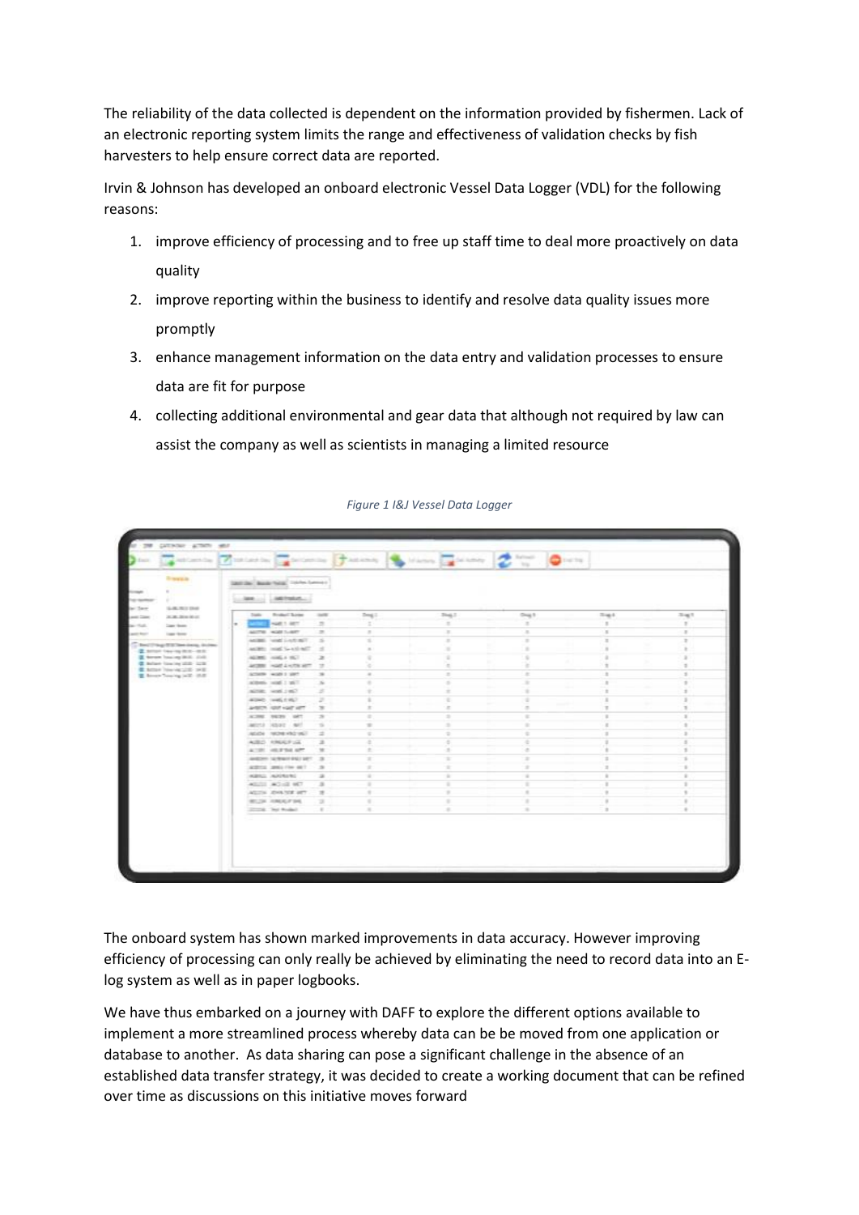The reliability of the data collected is dependent on the information provided by fishermen. Lack of an electronic reporting system limits the range and effectiveness of validation checks by fish harvesters to help ensure correct data are reported.

Irvin & Johnson has developed an onboard electronic Vessel Data Logger (VDL) for the following reasons:

1. improve efficiency of processing and to free up staff time to deal more proactively on data quality
2. improve reporting within the business to identify and resolve data quality issues more promptly
3. enhance management information on the data entry and validation processes to ensure data are fit for purpose
4. collecting additional environmental and gear data that although not required by law can assist the company as well as scientists in managing a limited resource

*Figure 1 I&J Vessel Data Logger*

The onboard system has shown marked improvements in data accuracy. However improving efficiency of processing can only really be achieved by eliminating the need to record data into an E-log system as well as in paper logbooks.

We have thus embarked on a journey with DAFF to explore the different options available to implement a more streamlined process whereby data can be be moved from one application or database to another. As data sharing can pose a significant challenge in the absence of an established data transfer strategy, it was decided to create a working document that can be refined over time as discussions on this initiative moves forward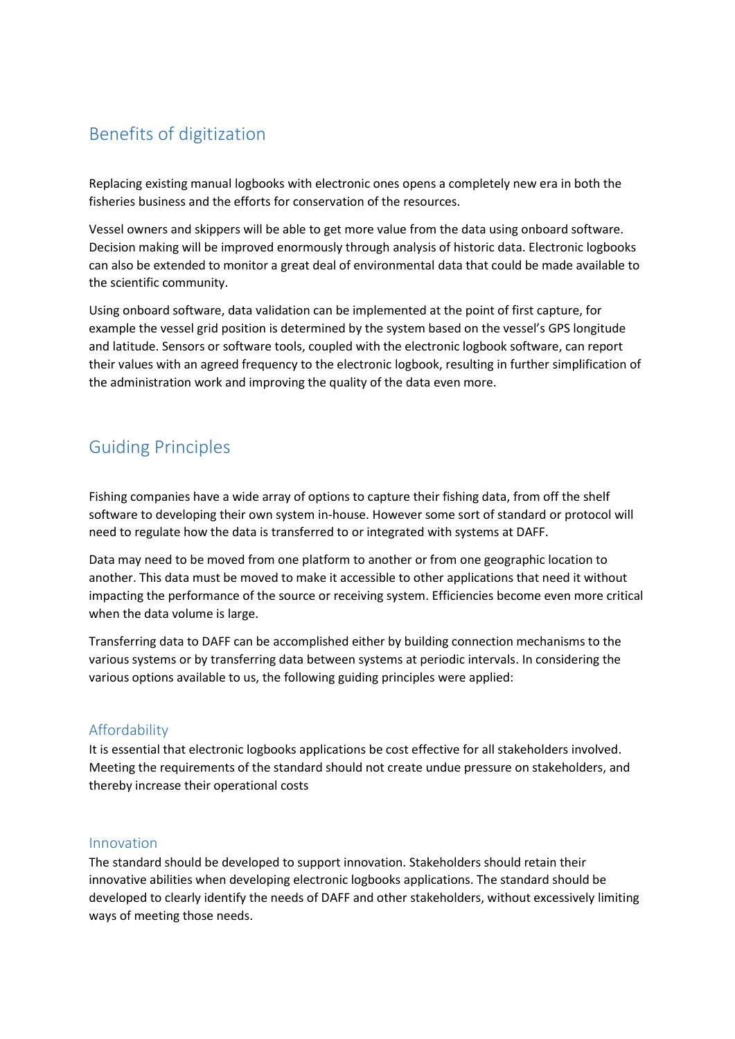## Benefits of digitization

Replacing existing manual logbooks with electronic ones opens a completely new era in both the fisheries business and the efforts for conservation of the resources.

Vessel owners and skippers will be able to get more value from the data using onboard software. Decision making will be improved enormously through analysis of historic data. Electronic logbooks can also be extended to monitor a great deal of environmental data that could be made available to the scientific community.

Using onboard software, data validation can be implemented at the point of first capture, for example the vessel grid position is determined by the system based on the vessel's GPS longitude and latitude. Sensors or software tools, coupled with the electronic logbook software, can report their values with an agreed frequency to the electronic logbook, resulting in further simplification of the administration work and improving the quality of the data even more.

## Guiding Principles

Fishing companies have a wide array of options to capture their fishing data, from off the shelf software to developing their own system in-house. However some sort of standard or protocol will need to regulate how the data is transferred to or integrated with systems at DAFF.

Data may need to be moved from one platform to another or from one geographic location to another. This data must be moved to make it accessible to other applications that need it without impacting the performance of the source or receiving system. Efficiencies become even more critical when the data volume is large.

Transferring data to DAFF can be accomplished either by building connection mechanisms to the various systems or by transferring data between systems at periodic intervals. In considering the various options available to us, the following guiding principles were applied:

### Affordability

It is essential that electronic logbooks applications be cost effective for all stakeholders involved. Meeting the requirements of the standard should not create undue pressure on stakeholders, and thereby increase their operational costs

### Innovation

The standard should be developed to support innovation. Stakeholders should retain their innovative abilities when developing electronic logbooks applications. The standard should be developed to clearly identify the needs of DAFF and other stakeholders, without excessively limiting ways of meeting those needs.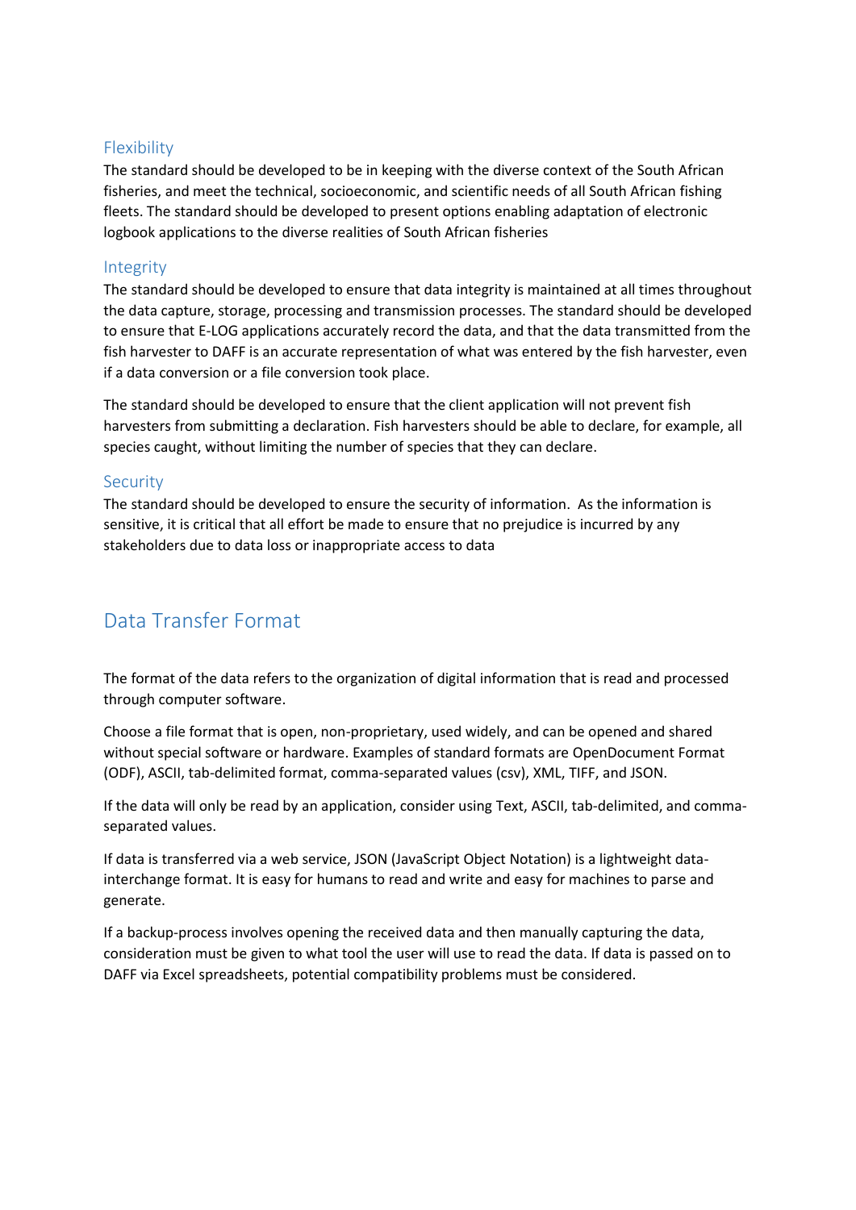### Flexibility

The standard should be developed to be in keeping with the diverse context of the South African fisheries, and meet the technical, socioeconomic, and scientific needs of all South African fishing fleets. The standard should be developed to present options enabling adaptation of electronic logbook applications to the diverse realities of South African fisheries

### Integrity

The standard should be developed to ensure that data integrity is maintained at all times throughout the data capture, storage, processing and transmission processes. The standard should be developed to ensure that E-LOG applications accurately record the data, and that the data transmitted from the fish harvester to DAFF is an accurate representation of what was entered by the fish harvester, even if a data conversion or a file conversion took place.

The standard should be developed to ensure that the client application will not prevent fish harvesters from submitting a declaration. Fish harvesters should be able to declare, for example, all species caught, without limiting the number of species that they can declare.

### Security

The standard should be developed to ensure the security of information. As the information is sensitive, it is critical that all effort be made to ensure that no prejudice is incurred by any stakeholders due to data loss or inappropriate access to data

## Data Transfer Format

The format of the data refers to the organization of digital information that is read and processed through computer software.

Choose a file format that is open, non-proprietary, used widely, and can be opened and shared without special software or hardware. Examples of standard formats are OpenDocument Format (ODF), ASCII, tab-delimited format, comma-separated values (csv), XML, TIFF, and JSON.

If the data will only be read by an application, consider using Text, ASCII, tab-delimited, and comma-separated values.

If data is transferred via a web service, JSON (JavaScript Object Notation) is a lightweight data-interchange format. It is easy for humans to read and write and easy for machines to parse and generate.

If a backup-process involves opening the received data and then manually capturing the data, consideration must be given to what tool the user will use to read the data. If data is passed on to DAFF via Excel spreadsheets, potential compatibility problems must be considered.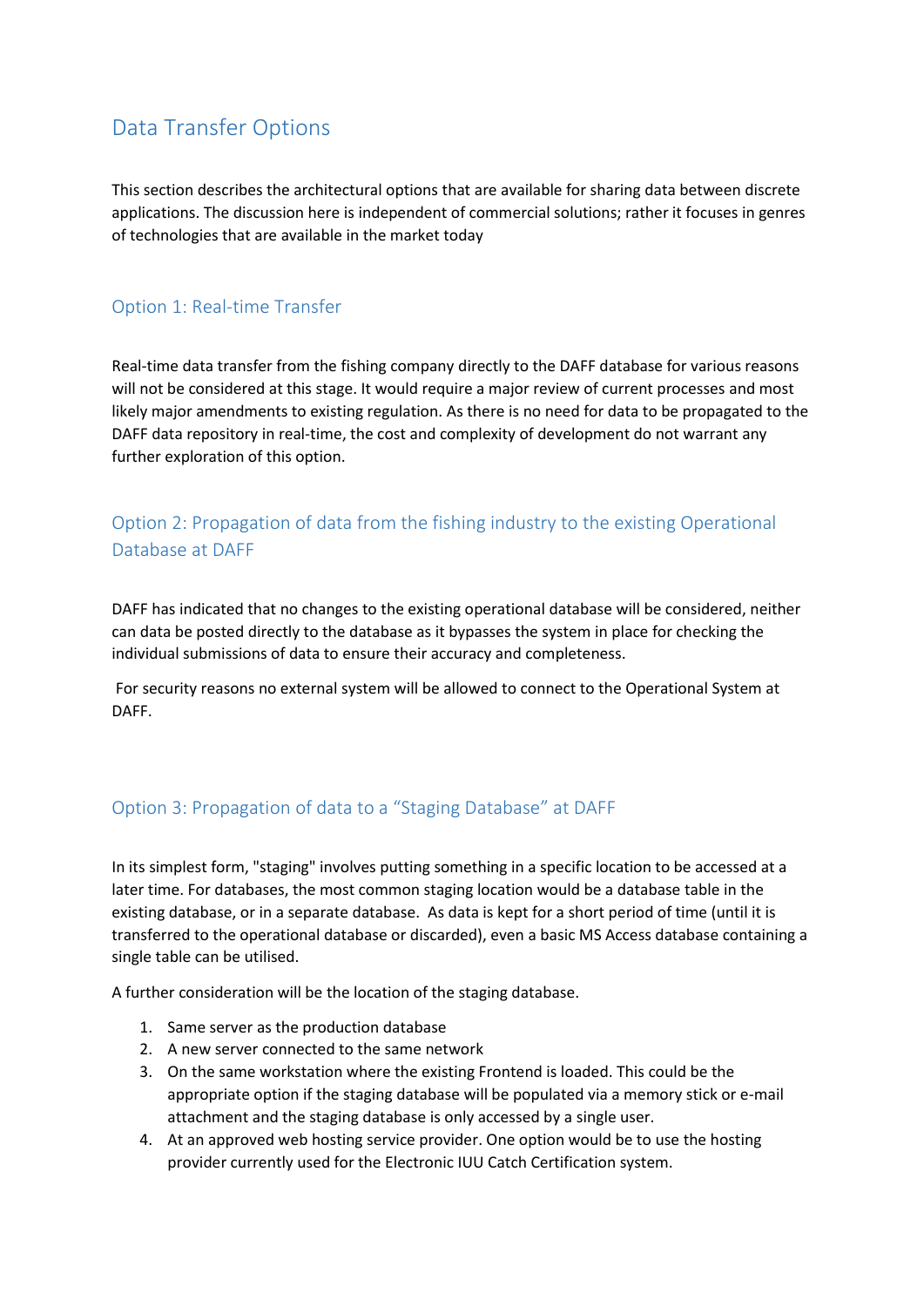# Data Transfer Options

This section describes the architectural options that are available for sharing data between discrete applications. The discussion here is independent of commercial solutions; rather it focuses in genres of technologies that are available in the market today

## Option 1: Real-time Transfer

Real-time data transfer from the fishing company directly to the DAFF database for various reasons will not be considered at this stage. It would require a major review of current processes and most likely major amendments to existing regulation. As there is no need for data to be propagated to the DAFF data repository in real-time, the cost and complexity of development do not warrant any further exploration of this option.

## Option 2: Propagation of data from the fishing industry to the existing Operational Database at DAFF

DAFF has indicated that no changes to the existing operational database will be considered, neither can data be posted directly to the database as it bypasses the system in place for checking the individual submissions of data to ensure their accuracy and completeness.

For security reasons no external system will be allowed to connect to the Operational System at DAFF.

## Option 3: Propagation of data to a "Staging Database" at DAFF

In its simplest form, "staging" involves putting something in a specific location to be accessed at a later time. For databases, the most common staging location would be a database table in the existing database, or in a separate database. As data is kept for a short period of time (until it is transferred to the operational database or discarded), even a basic MS Access database containing a single table can be utilised.

A further consideration will be the location of the staging database.

1. Same server as the production database
2. A new server connected to the same network
3. On the same workstation where the existing Frontend is loaded. This could be the appropriate option if the staging database will be populated via a memory stick or e-mail attachment and the staging database is only accessed by a single user.
4. At an approved web hosting service provider. One option would be to use the hosting provider currently used for the Electronic IUU Catch Certification system.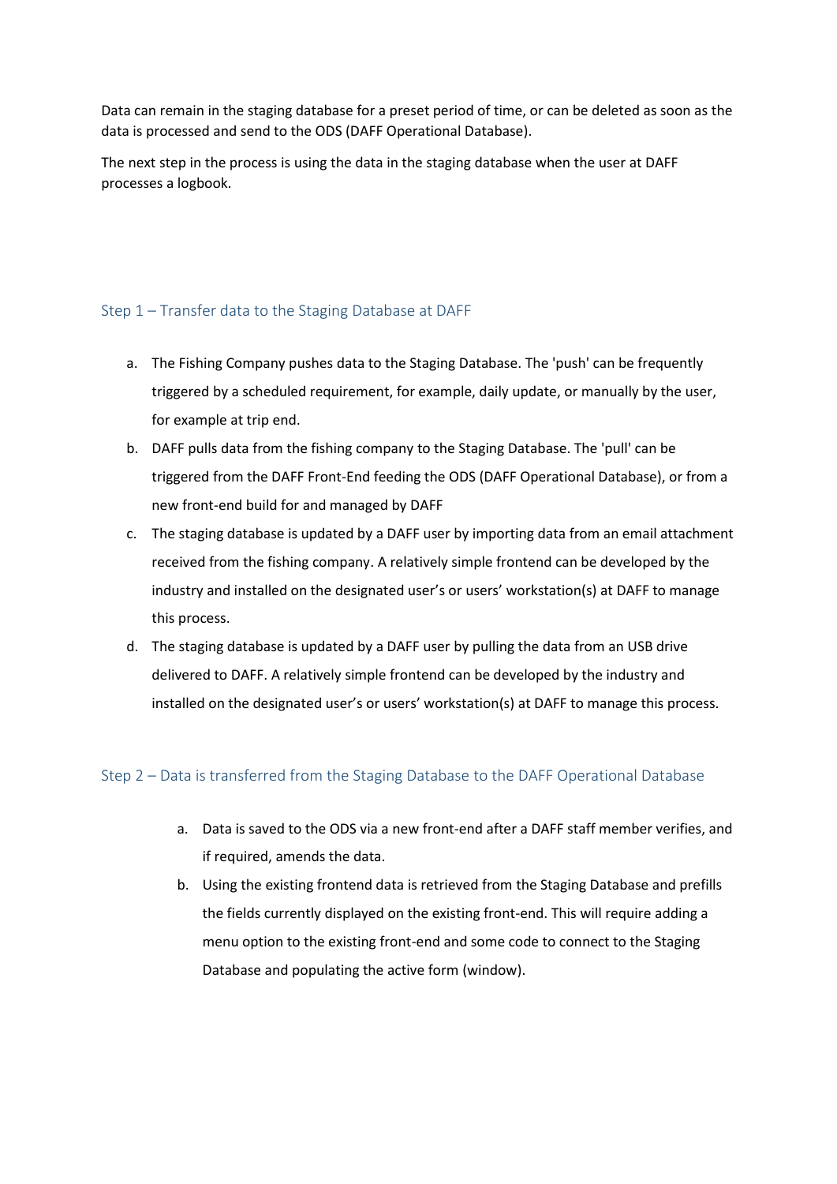Data can remain in the staging database for a preset period of time, or can be deleted as soon as the data is processed and send to the ODS (DAFF Operational Database).

The next step in the process is using the data in the staging database when the user at DAFF processes a logbook.

## Step 1 – Transfer data to the Staging Database at DAFF

a. The Fishing Company pushes data to the Staging Database. The 'push' can be frequently triggered by a scheduled requirement, for example, daily update, or manually by the user, for example at trip end.
b. DAFF pulls data from the fishing company to the Staging Database. The 'pull' can be triggered from the DAFF Front-End feeding the ODS (DAFF Operational Database), or from a new front-end build for and managed by DAFF
c. The staging database is updated by a DAFF user by importing data from an email attachment received from the fishing company. A relatively simple frontend can be developed by the industry and installed on the designated user's or users' workstation(s) at DAFF to manage this process.
d. The staging database is updated by a DAFF user by pulling the data from an USB drive delivered to DAFF. A relatively simple frontend can be developed by the industry and installed on the designated user's or users' workstation(s) at DAFF to manage this process.

## Step 2 – Data is transferred from the Staging Database to the DAFF Operational Database

a. Data is saved to the ODS via a new front-end after a DAFF staff member verifies, and if required, amends the data.
b. Using the existing frontend data is retrieved from the Staging Database and prefills the fields currently displayed on the existing front-end. This will require adding a menu option to the existing front-end and some code to connect to the Staging Database and populating the active form (window).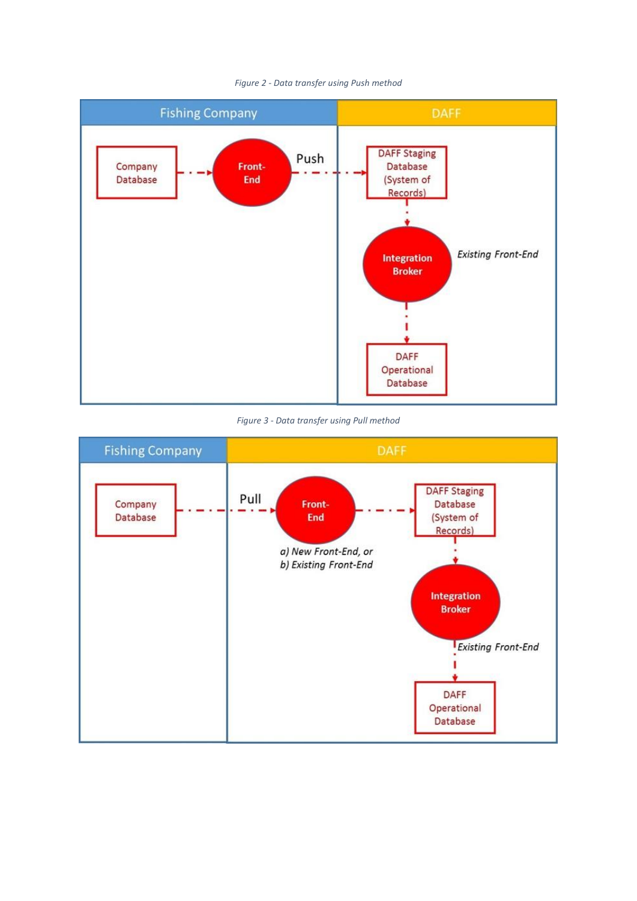*Figure 2 - Data transfer using Push method*

*Figure 3 - Data transfer using Pull method*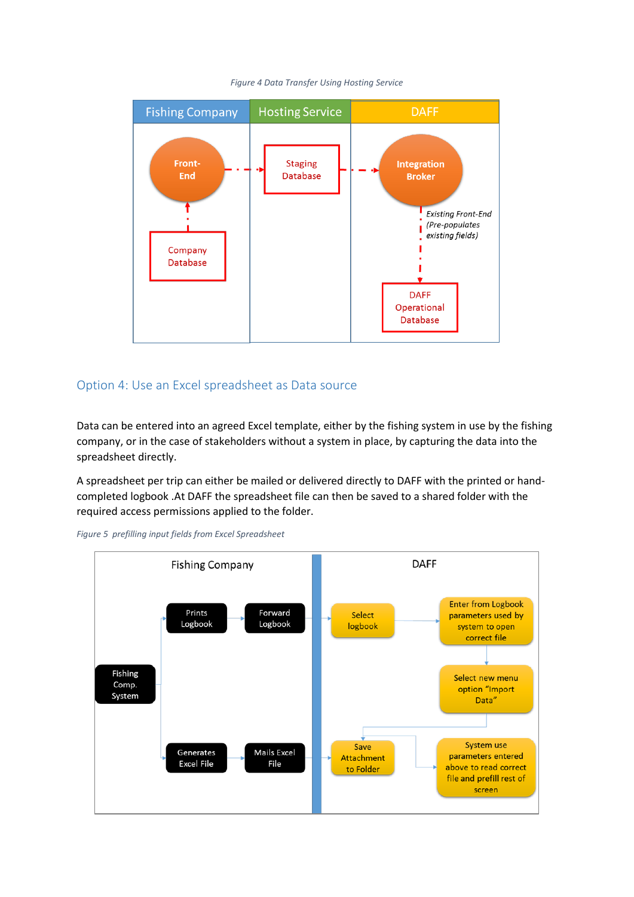*Figure 4 Data Transfer Using Hosting Service*

| Fishing Company | Hosting Service | DAFF |
|---|---|---|
| Front-End | Staging Database | Integration Broker |
| Company Database | | *Existing Front-End (Pre-populates existing fields)* |
| | | DAFF Operational Database |

## Option 4: Use an Excel spreadsheet as Data source

Data can be entered into an agreed Excel template, either by the fishing system in use by the fishing company, or in the case of stakeholders without a system in place, by capturing the data into the spreadsheet directly.

A spreadsheet per trip can either be mailed or delivered directly to DAFF with the printed or hand-completed logbook .At DAFF the spreadsheet file can then be saved to a shared folder with the required access permissions applied to the folder.

*Figure 5 prefilling input fields from Excel Spreadsheet*

Fishing Company:

- Fishing Comp. System
- Prints Logbook → Forward Logbook
- Generates Excel File → Mails Excel File

DAFF:

- Select logbook → Enter from Logbook parameters used by system to open correct file → Select new menu option "Import Data"
- Save Attachment to Folder → System use parameters entered above to read correct file and prefill rest of screen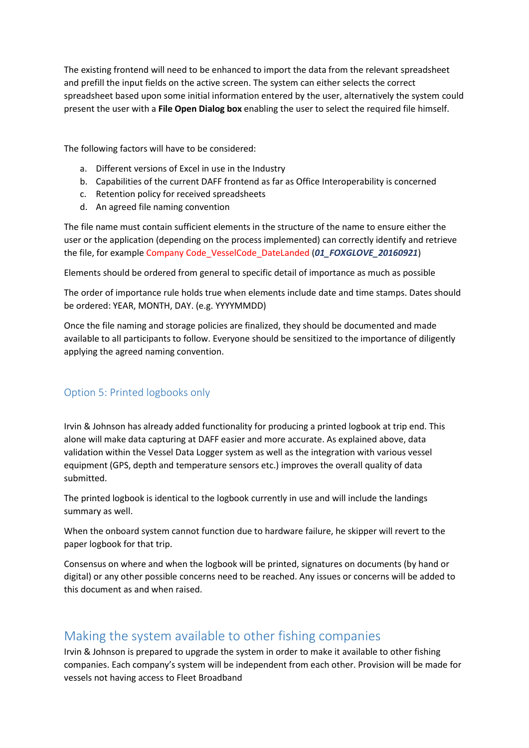The existing frontend will need to be enhanced to import the data from the relevant spreadsheet and prefill the input fields on the active screen. The system can either selects the correct spreadsheet based upon some initial information entered by the user, alternatively the system could present the user with a **File Open Dialog box** enabling the user to select the required file himself.

The following factors will have to be considered:

a. Different versions of Excel in use in the Industry
b. Capabilities of the current DAFF frontend as far as Office Interoperability is concerned
c. Retention policy for received spreadsheets
d. An agreed file naming convention

The file name must contain sufficient elements in the structure of the name to ensure either the user or the application (depending on the process implemented) can correctly identify and retrieve the file, for example Company Code_VesselCode_DateLanded (***01_FOXGLOVE_20160921***)

Elements should be ordered from general to specific detail of importance as much as possible

The order of importance rule holds true when elements include date and time stamps. Dates should be ordered: YEAR, MONTH, DAY. (e.g. YYYYMMDD)

Once the file naming and storage policies are finalized, they should be documented and made available to all participants to follow. Everyone should be sensitized to the importance of diligently applying the agreed naming convention.

### Option 5: Printed logbooks only

Irvin & Johnson has already added functionality for producing a printed logbook at trip end. This alone will make data capturing at DAFF easier and more accurate. As explained above, data validation within the Vessel Data Logger system as well as the integration with various vessel equipment (GPS, depth and temperature sensors etc.) improves the overall quality of data submitted.

The printed logbook is identical to the logbook currently in use and will include the landings summary as well.

When the onboard system cannot function due to hardware failure, he skipper will revert to the paper logbook for that trip.

Consensus on where and when the logbook will be printed, signatures on documents (by hand or digital) or any other possible concerns need to be reached. Any issues or concerns will be added to this document as and when raised.

## Making the system available to other fishing companies

Irvin & Johnson is prepared to upgrade the system in order to make it available to other fishing companies. Each company's system will be independent from each other. Provision will be made for vessels not having access to Fleet Broadband